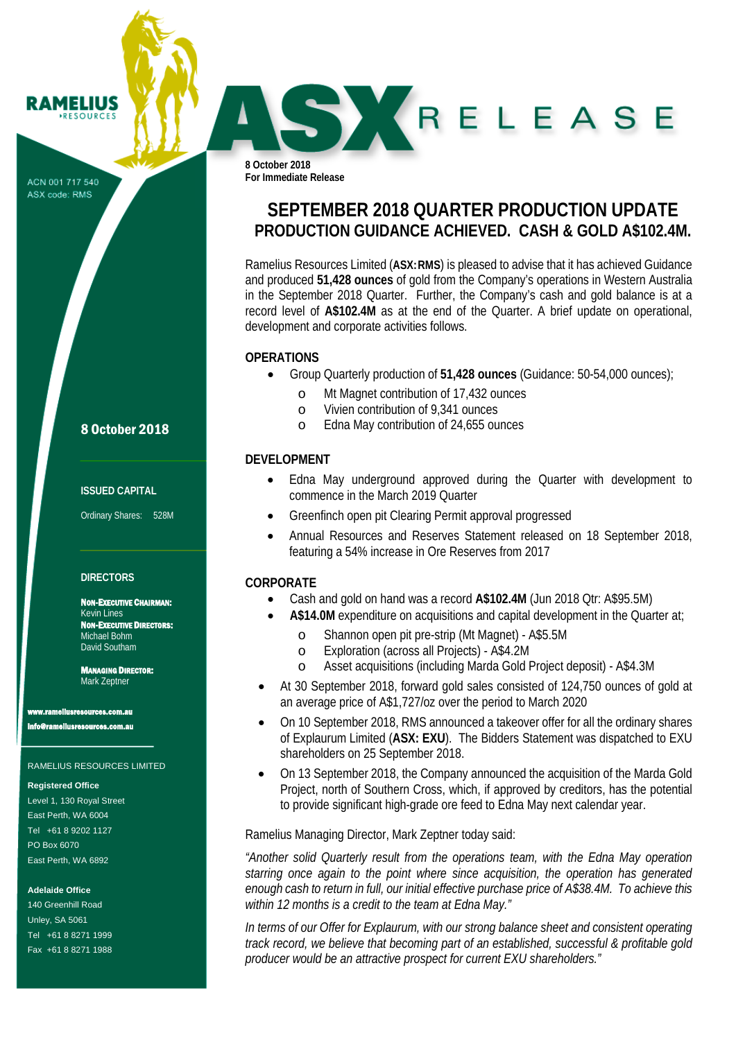RAMELIUS RESOURCES

ACN 001 717 540
ASX code: RMS

# ASX RELEASE

**8 October 2018**
**For Immediate Release**

**8 October 2018**

**ISSUED CAPITAL**

Ordinary Shares: 528M

**DIRECTORS**

**NON-EXECUTIVE CHAIRMAN:**
Kevin Lines
**NON-EXECUTIVE DIRECTORS:**
Michael Bohm
David Southam

**MANAGING DIRECTOR:**
Mark Zeptner

www.rameliusresources.com.au
info@rameliusresources.com.au

RAMELIUS RESOURCES LIMITED

**Registered Office**
Level 1, 130 Royal Street
East Perth, WA 6004
Tel +61 8 9202 1127
PO Box 6070
East Perth, WA 6892

**Adelaide Office**
140 Greenhill Road
Unley, SA 5061
Tel +61 8 8271 1999
Fax +61 8 8271 1988

## SEPTEMBER 2018 QUARTER PRODUCTION UPDATE
## PRODUCTION GUIDANCE ACHIEVED. CASH & GOLD A$102.4M.

Ramelius Resources Limited (**ASX:RMS**) is pleased to advise that it has achieved Guidance and produced **51,428 ounces** of gold from the Company's operations in Western Australia in the September 2018 Quarter. Further, the Company's cash and gold balance is at a record level of **A$102.4M** as at the end of the Quarter. A brief update on operational, development and corporate activities follows.

### OPERATIONS

- Group Quarterly production of **51,428 ounces** (Guidance: 50-54,000 ounces);
  - Mt Magnet contribution of 17,432 ounces
  - Vivien contribution of 9,341 ounces
  - Edna May contribution of 24,655 ounces

### DEVELOPMENT

- Edna May underground approved during the Quarter with development to commence in the March 2019 Quarter
- Greenfinch open pit Clearing Permit approval progressed
- Annual Resources and Reserves Statement released on 18 September 2018, featuring a 54% increase in Ore Reserves from 2017

### CORPORATE

- Cash and gold on hand was a record **A$102.4M** (Jun 2018 Qtr: A$95.5M)
- **A$14.0M** expenditure on acquisitions and capital development in the Quarter at;
  - Shannon open pit pre-strip (Mt Magnet) - A$5.5M
  - Exploration (across all Projects) - A$4.2M
  - Asset acquisitions (including Marda Gold Project deposit) - A$4.3M
- At 30 September 2018, forward gold sales consisted of 124,750 ounces of gold at an average price of A$1,727/oz over the period to March 2020
- On 10 September 2018, RMS announced a takeover offer for all the ordinary shares of Explaurum Limited (**ASX: EXU**). The Bidders Statement was dispatched to EXU shareholders on 25 September 2018.
- On 13 September 2018, the Company announced the acquisition of the Marda Gold Project, north of Southern Cross, which, if approved by creditors, has the potential to provide significant high-grade ore feed to Edna May next calendar year.

Ramelius Managing Director, Mark Zeptner today said:

*"Another solid Quarterly result from the operations team, with the Edna May operation starring once again to the point where since acquisition, the operation has generated enough cash to return in full, our initial effective purchase price of A$38.4M. To achieve this within 12 months is a credit to the team at Edna May."*

*In terms of our Offer for Explaurum, with our strong balance sheet and consistent operating track record, we believe that becoming part of an established, successful & profitable gold producer would be an attractive prospect for current EXU shareholders."*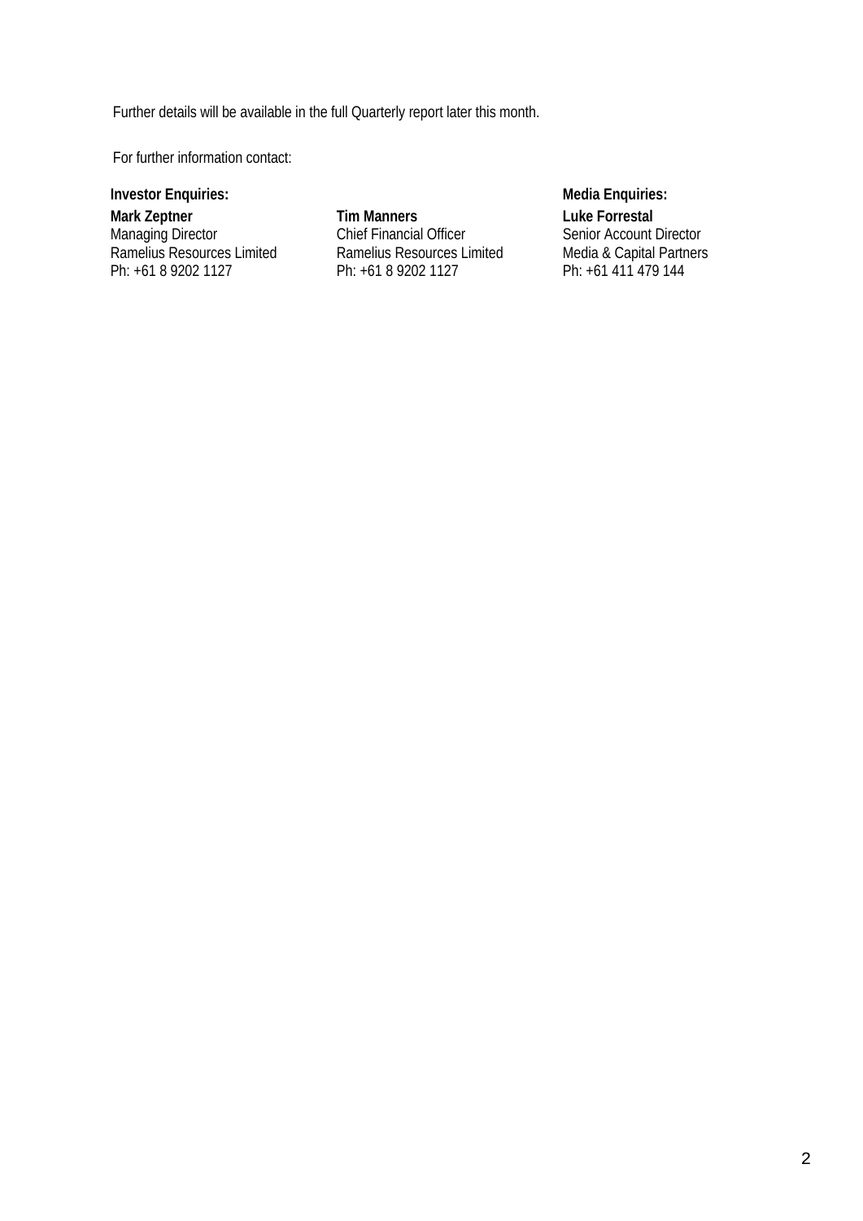Further details will be available in the full Quarterly report later this month.

For further information contact:

**Investor Enquiries:**

**Mark Zeptner**
Managing Director
Ramelius Resources Limited
Ph: +61 8 9202 1127

**Tim Manners**
Chief Financial Officer
Ramelius Resources Limited
Ph: +61 8 9202 1127

**Media Enquiries:**

**Luke Forrestal**
Senior Account Director
Media & Capital Partners
Ph: +61 411 479 144